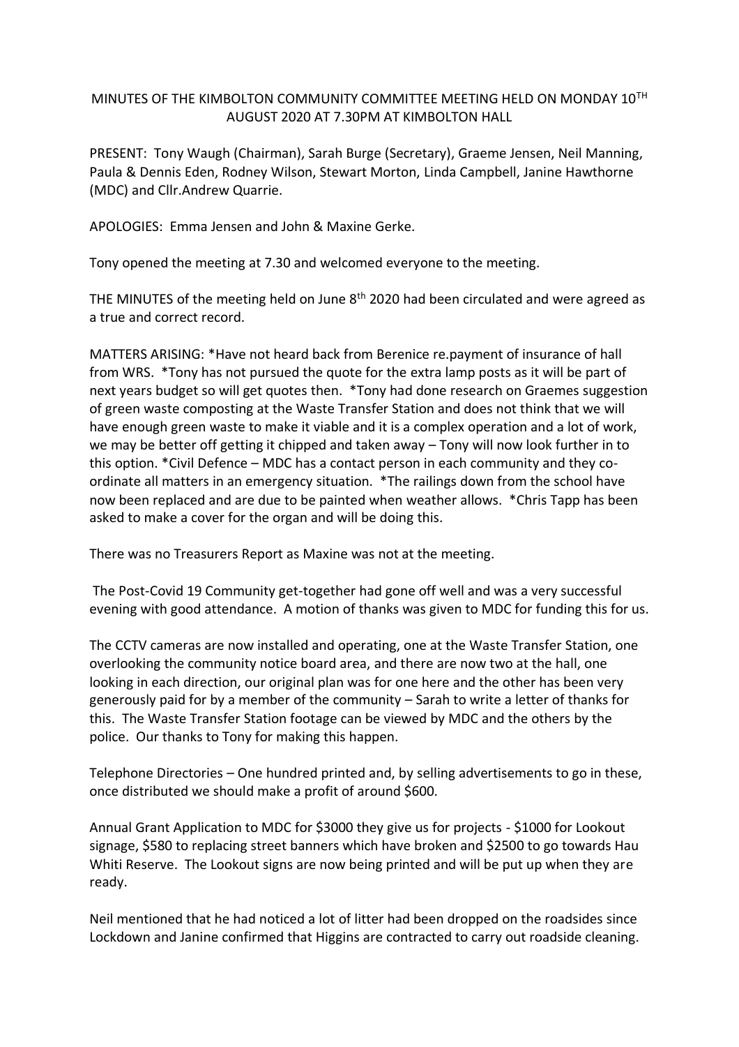MINUTES OF THE KIMBOLTON COMMUNITY COMMITTEE MEETING HELD ON MONDAY 10TH AUGUST 2020 AT 7.30PM AT KIMBOLTON HALL

PRESENT: Tony Waugh (Chairman), Sarah Burge (Secretary), Graeme Jensen, Neil Manning, Paula & Dennis Eden, Rodney Wilson, Stewart Morton, Linda Campbell, Janine Hawthorne (MDC) and Cllr.Andrew Quarrie.

APOLOGIES: Emma Jensen and John & Maxine Gerke.

Tony opened the meeting at 7.30 and welcomed everyone to the meeting.

THE MINUTES of the meeting held on June 8th 2020 had been circulated and were agreed as a true and correct record.

MATTERS ARISING: *Have not heard back from Berenice re.payment of insurance of hall from WRS. *Tony has not pursued the quote for the extra lamp posts as it will be part of next years budget so will get quotes then. *Tony had done research on Graemes suggestion of green waste composting at the Waste Transfer Station and does not think that we will have enough green waste to make it viable and it is a complex operation and a lot of work, we may be better off getting it chipped and taken away – Tony will now look further in to this option. *Civil Defence – MDC has a contact person in each community and they co-ordinate all matters in an emergency situation. *The railings down from the school have now been replaced and are due to be painted when weather allows. *Chris Tapp has been asked to make a cover for the organ and will be doing this.

There was no Treasurers Report as Maxine was not at the meeting.

The Post-Covid 19 Community get-together had gone off well and was a very successful evening with good attendance. A motion of thanks was given to MDC for funding this for us.

The CCTV cameras are now installed and operating, one at the Waste Transfer Station, one overlooking the community notice board area, and there are now two at the hall, one looking in each direction, our original plan was for one here and the other has been very generously paid for by a member of the community – Sarah to write a letter of thanks for this. The Waste Transfer Station footage can be viewed by MDC and the others by the police. Our thanks to Tony for making this happen.

Telephone Directories – One hundred printed and, by selling advertisements to go in these, once distributed we should make a profit of around $600.

Annual Grant Application to MDC for $3000 they give us for projects - $1000 for Lookout signage, $580 to replacing street banners which have broken and $2500 to go towards Hau Whiti Reserve. The Lookout signs are now being printed and will be put up when they are ready.

Neil mentioned that he had noticed a lot of litter had been dropped on the roadsides since Lockdown and Janine confirmed that Higgins are contracted to carry out roadside cleaning.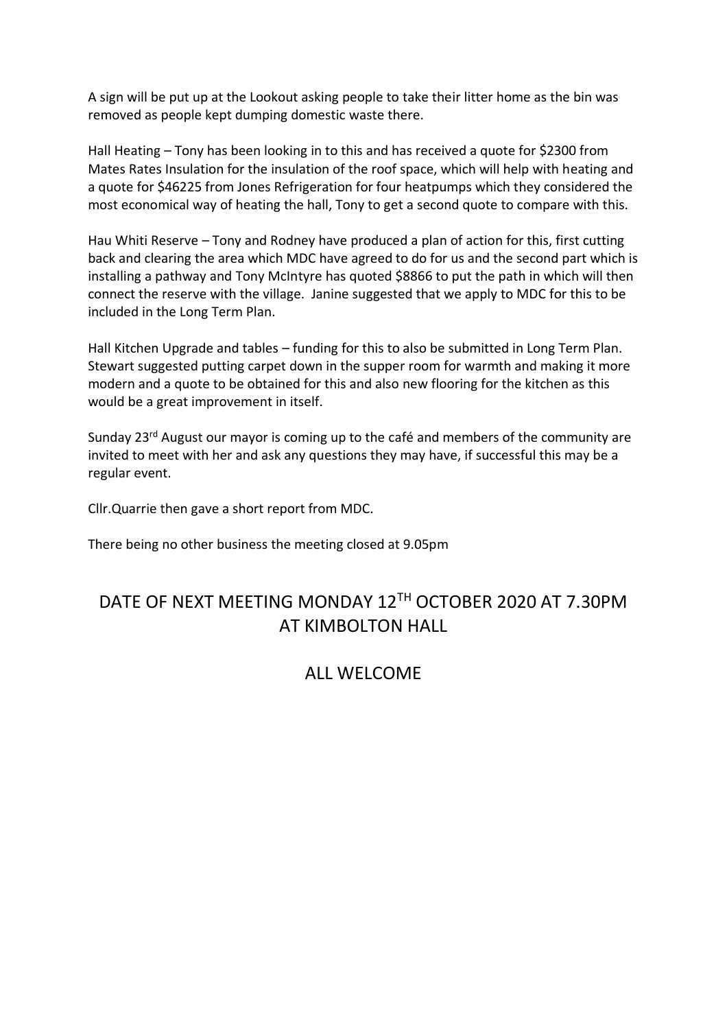A sign will be put up at the Lookout asking people to take their litter home as the bin was removed as people kept dumping domestic waste there.

Hall Heating – Tony has been looking in to this and has received a quote for $2300 from Mates Rates Insulation for the insulation of the roof space, which will help with heating and a quote for $46225 from Jones Refrigeration for four heatpumps which they considered the most economical way of heating the hall, Tony to get a second quote to compare with this.

Hau Whiti Reserve – Tony and Rodney have produced a plan of action for this, first cutting back and clearing the area which MDC have agreed to do for us and the second part which is installing a pathway and Tony McIntyre has quoted $8866 to put the path in which will then connect the reserve with the village. Janine suggested that we apply to MDC for this to be included in the Long Term Plan.

Hall Kitchen Upgrade and tables – funding for this to also be submitted in Long Term Plan. Stewart suggested putting carpet down in the supper room for warmth and making it more modern and a quote to be obtained for this and also new flooring for the kitchen as this would be a great improvement in itself.

Sunday 23rd August our mayor is coming up to the café and members of the community are invited to meet with her and ask any questions they may have, if successful this may be a regular event.

Cllr.Quarrie then gave a short report from MDC.

There being no other business the meeting closed at 9.05pm

## DATE OF NEXT MEETING MONDAY 12TH OCTOBER 2020 AT 7.30PM AT KIMBOLTON HALL

## ALL WELCOME